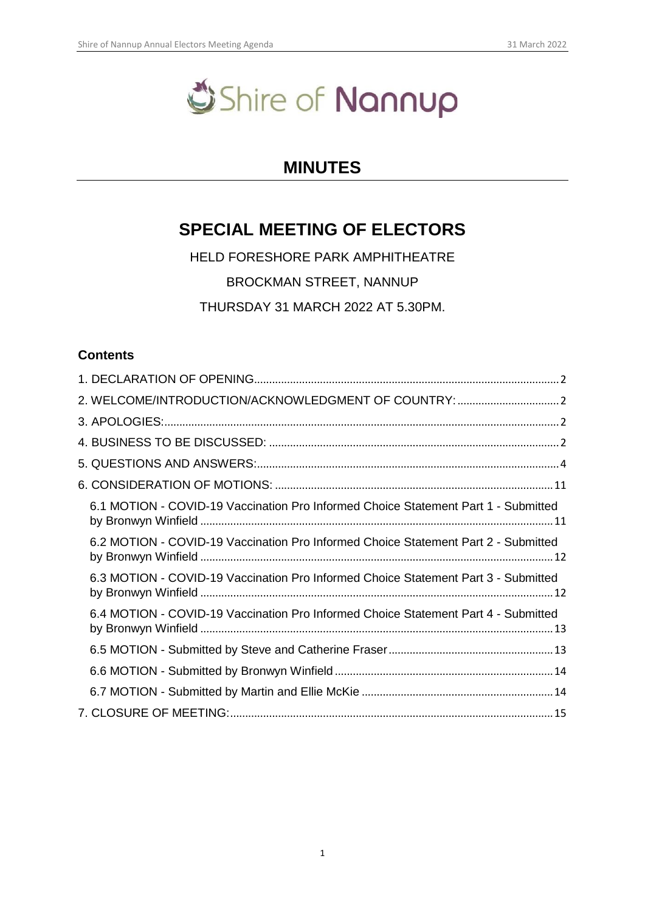Shire of Nannup

# MINUTES

## SPECIAL MEETING OF ELECTORS

HELD FORESHORE PARK AMPHITHEATRE

BROCKMAN STREET, NANNUP

THURSDAY 31 MARCH 2022 AT 5.30PM.

### Contents

1. DECLARATION OF OPENING ..... 2
2. WELCOME/INTRODUCTION/ACKNOWLEDGMENT OF COUNTRY: ..... 2
3. APOLOGIES: ..... 2
4. BUSINESS TO BE DISCUSSED: ..... 2
5. QUESTIONS AND ANSWERS: ..... 4
6. CONSIDERATION OF MOTIONS: ..... 11
   - 6.1 MOTION - COVID-19 Vaccination Pro Informed Choice Statement Part 1 - Submitted by Bronwyn Winfield ..... 11
   - 6.2 MOTION - COVID-19 Vaccination Pro Informed Choice Statement Part 2 - Submitted by Bronwyn Winfield ..... 12
   - 6.3 MOTION - COVID-19 Vaccination Pro Informed Choice Statement Part 3 - Submitted by Bronwyn Winfield ..... 12
   - 6.4 MOTION - COVID-19 Vaccination Pro Informed Choice Statement Part 4 - Submitted by Bronwyn Winfield ..... 13
   - 6.5 MOTION - Submitted by Steve and Catherine Fraser ..... 13
   - 6.6 MOTION - Submitted by Bronwyn Winfield ..... 14
   - 6.7 MOTION - Submitted by Martin and Ellie McKie ..... 14
7. CLOSURE OF MEETING: ..... 15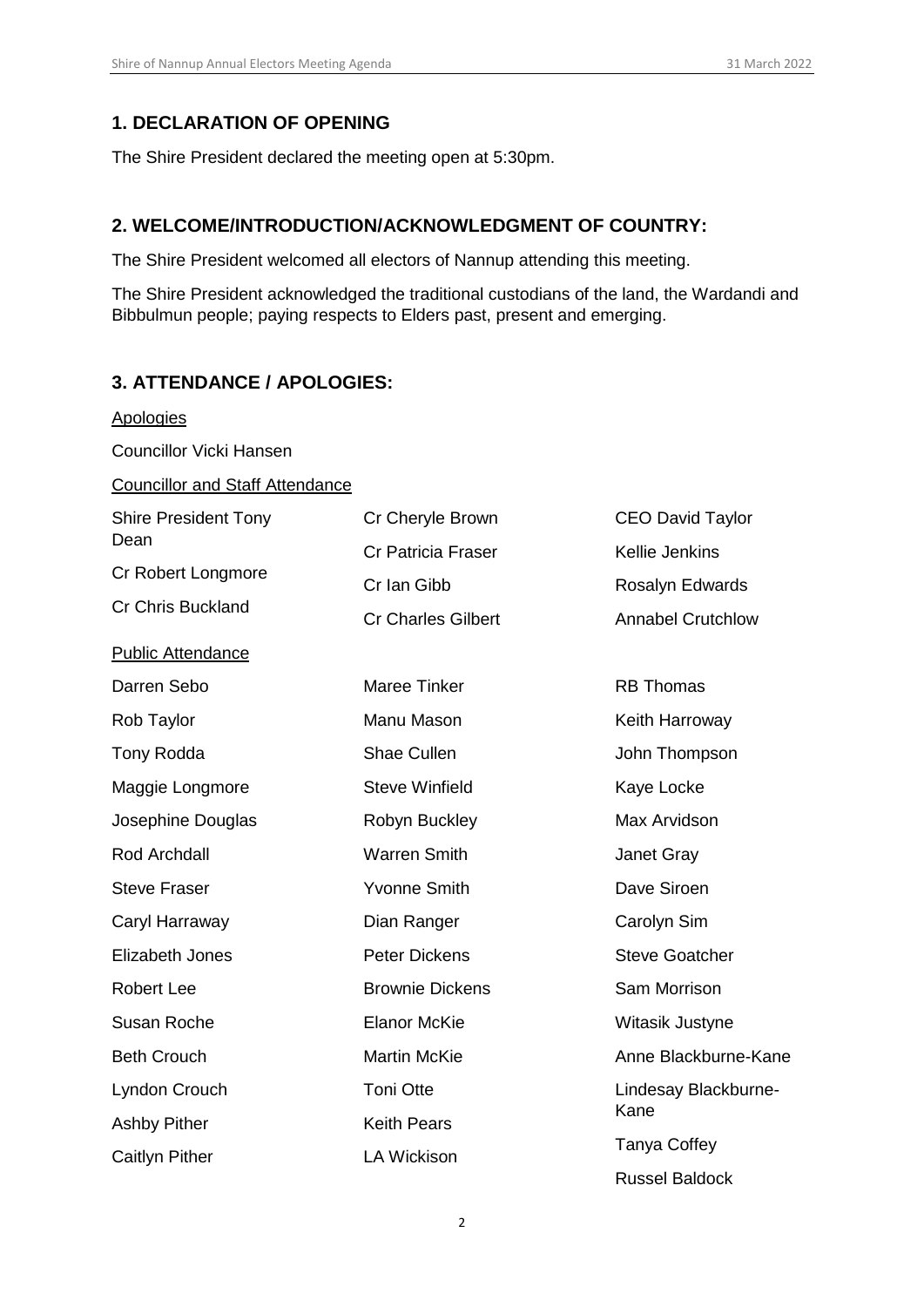## 1. DECLARATION OF OPENING

The Shire President declared the meeting open at 5:30pm.

## 2. WELCOME/INTRODUCTION/ACKNOWLEDGMENT OF COUNTRY:

The Shire President welcomed all electors of Nannup attending this meeting.

The Shire President acknowledged the traditional custodians of the land, the Wardandi and Bibbulmun people; paying respects to Elders past, present and emerging.

## 3. ATTENDANCE / APOLOGIES:

Apologies

Councillor Vicki Hansen

Councillor and Staff Attendance

Shire President Tony Dean
Cr Robert Longmore
Cr Chris Buckland
Cr Cheryle Brown
Cr Patricia Fraser
Cr Ian Gibb
Cr Charles Gilbert
CEO David Taylor
Kellie Jenkins
Rosalyn Edwards
Annabel Crutchlow

Public Attendance

Darren Sebo
Rob Taylor
Tony Rodda
Maggie Longmore
Josephine Douglas
Rod Archdall
Steve Fraser
Caryl Harraway
Elizabeth Jones
Robert Lee
Susan Roche
Beth Crouch
Lyndon Crouch
Ashby Pither
Caitlyn Pither
Maree Tinker
Manu Mason
Shae Cullen
Steve Winfield
Robyn Buckley
Warren Smith
Yvonne Smith
Dian Ranger
Peter Dickens
Brownie Dickens
Elanor McKie
Martin McKie
Toni Otte
Keith Pears
LA Wickison
RB Thomas
Keith Harroway
John Thompson
Kaye Locke
Max Arvidson
Janet Gray
Dave Siroen
Carolyn Sim
Steve Goatcher
Sam Morrison
Witasik Justyne
Anne Blackburne-Kane
Lindesay Blackburne-Kane
Tanya Coffey
Russel Baldock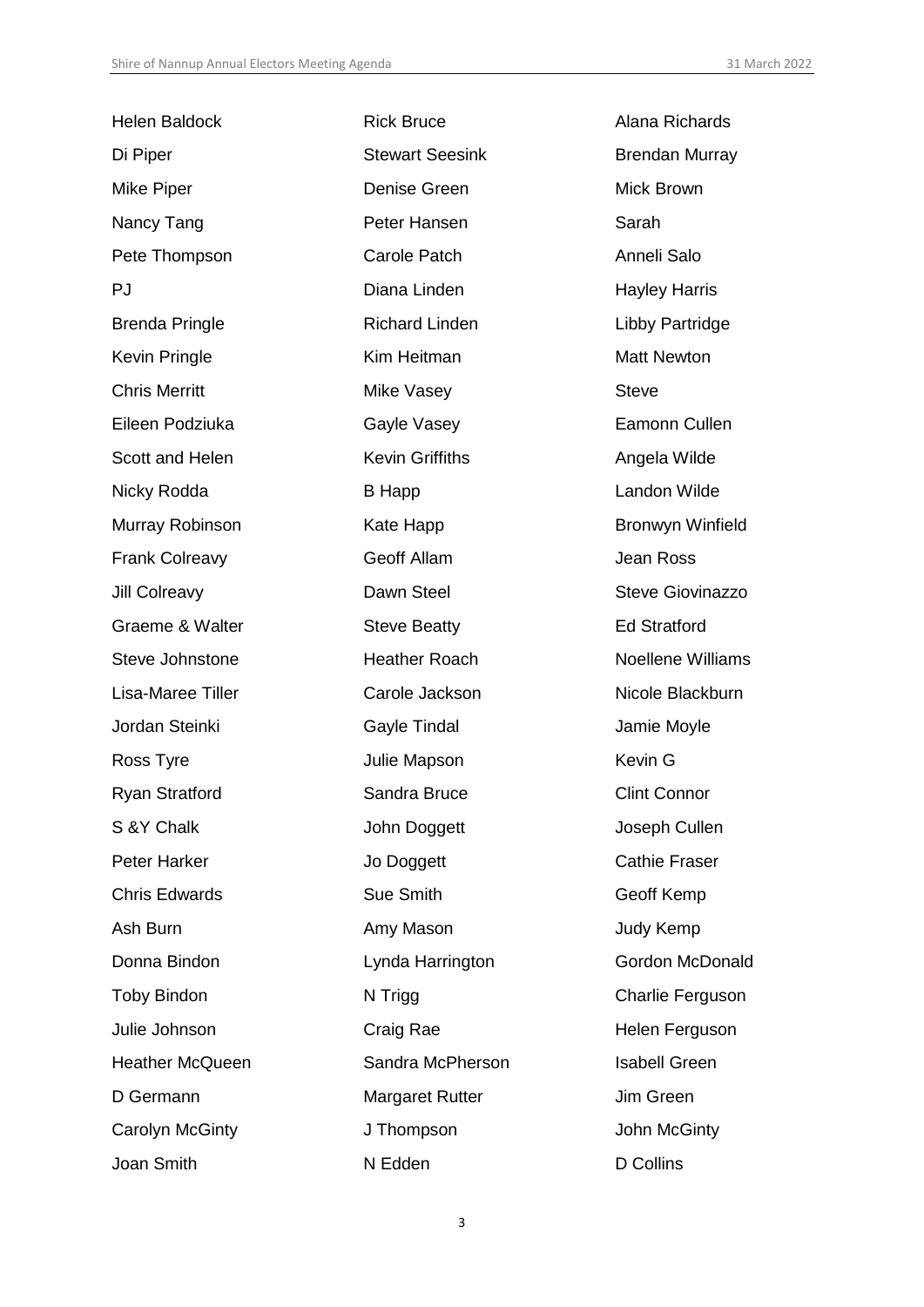Helen Baldock
Di Piper
Mike Piper
Nancy Tang
Pete Thompson
PJ
Brenda Pringle
Kevin Pringle
Chris Merritt
Eileen Podziuka
Scott and Helen
Nicky Rodda
Murray Robinson
Frank Colreavy
Jill Colreavy
Graeme & Walter
Steve Johnstone
Lisa-Maree Tiller
Jordan Steinki
Ross Tyre
Ryan Stratford
S &Y Chalk
Peter Harker
Chris Edwards
Ash Burn
Donna Bindon
Toby Bindon
Julie Johnson
Heather McQueen
D Germann
Carolyn McGinty
Joan Smith

Rick Bruce
Stewart Seesink
Denise Green
Peter Hansen
Carole Patch
Diana Linden
Richard Linden
Kim Heitman
Mike Vasey
Gayle Vasey
Kevin Griffiths
B Happ
Kate Happ
Geoff Allam
Dawn Steel
Steve Beatty
Heather Roach
Carole Jackson
Gayle Tindal
Julie Mapson
Sandra Bruce
John Doggett
Jo Doggett
Sue Smith
Amy Mason
Lynda Harrington
N Trigg
Craig Rae
Sandra McPherson
Margaret Rutter
J Thompson
N Edden

Alana Richards
Brendan Murray
Mick Brown
Sarah
Anneli Salo
Hayley Harris
Libby Partridge
Matt Newton
Steve
Eamonn Cullen
Angela Wilde
Landon Wilde
Bronwyn Winfield
Jean Ross
Steve Giovinazzo
Ed Stratford
Noellene Williams
Nicole Blackburn
Jamie Moyle
Kevin G
Clint Connor
Joseph Cullen
Cathie Fraser
Geoff Kemp
Judy Kemp
Gordon McDonald
Charlie Ferguson
Helen Ferguson
Isabell Green
Jim Green
John McGinty
D Collins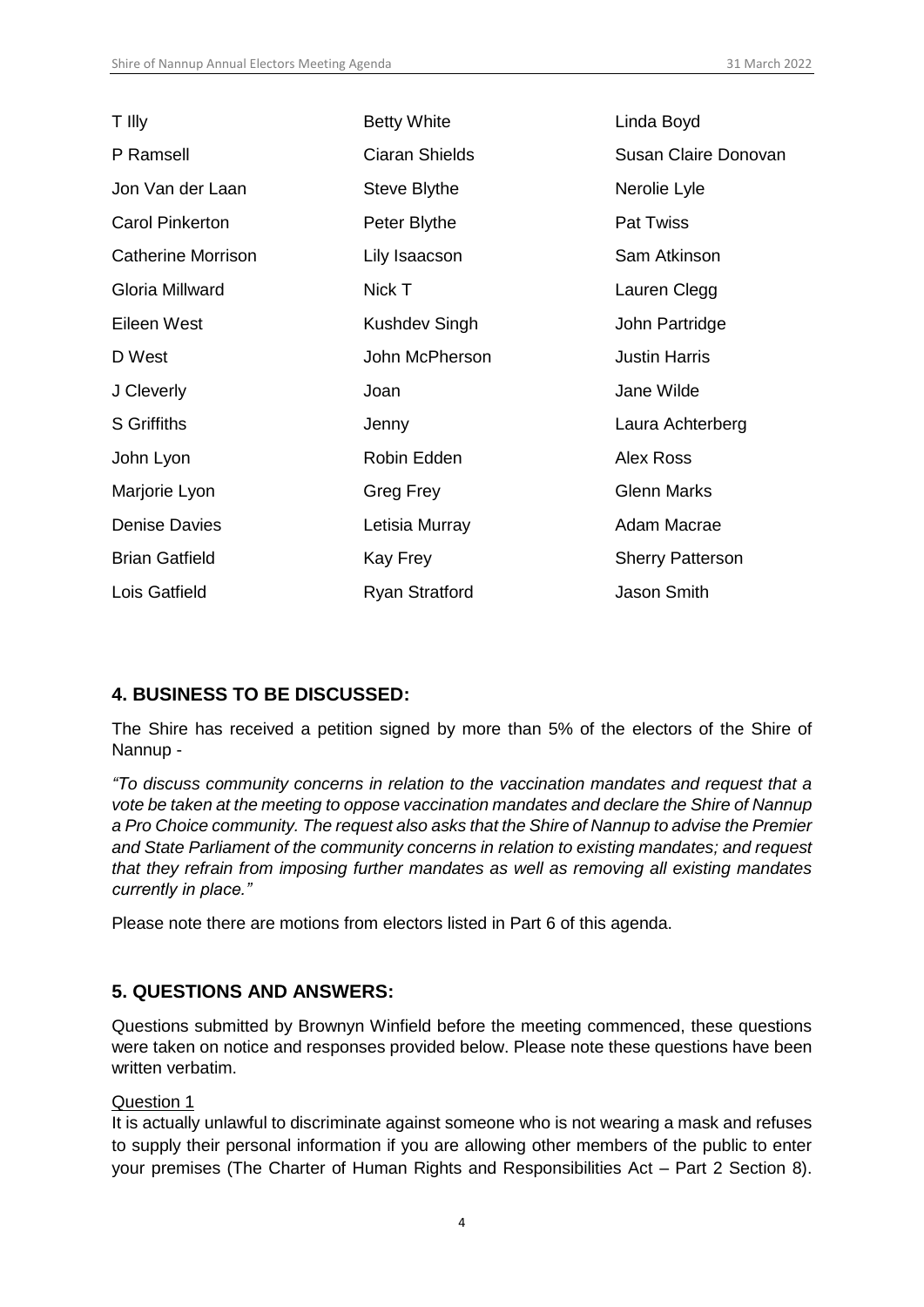| | | |
|---|---|---|
| T Illy | Betty White | Linda Boyd |
| P Ramsell | Ciaran Shields | Susan Claire Donovan |
| Jon Van der Laan | Steve Blythe | Nerolie Lyle |
| Carol Pinkerton | Peter Blythe | Pat Twiss |
| Catherine Morrison | Lily Isaacson | Sam Atkinson |
| Gloria Millward | Nick T | Lauren Clegg |
| Eileen West | Kushdev Singh | John Partridge |
| D West | John McPherson | Justin Harris |
| J Cleverly | Joan | Jane Wilde |
| S Griffiths | Jenny | Laura Achterberg |
| John Lyon | Robin Edden | Alex Ross |
| Marjorie Lyon | Greg Frey | Glenn Marks |
| Denise Davies | Letisia Murray | Adam Macrae |
| Brian Gatfield | Kay Frey | Sherry Patterson |
| Lois Gatfield | Ryan Stratford | Jason Smith |

## 4. BUSINESS TO BE DISCUSSED:

The Shire has received a petition signed by more than 5% of the electors of the Shire of Nannup -

*"To discuss community concerns in relation to the vaccination mandates and request that a vote be taken at the meeting to oppose vaccination mandates and declare the Shire of Nannup a Pro Choice community. The request also asks that the Shire of Nannup to advise the Premier and State Parliament of the community concerns in relation to existing mandates; and request that they refrain from imposing further mandates as well as removing all existing mandates currently in place."*

Please note there are motions from electors listed in Part 6 of this agenda.

## 5. QUESTIONS AND ANSWERS:

Questions submitted by Brownyn Winfield before the meeting commenced, these questions were taken on notice and responses provided below. Please note these questions have been written verbatim.

Question 1

It is actually unlawful to discriminate against someone who is not wearing a mask and refuses to supply their personal information if you are allowing other members of the public to enter your premises (The Charter of Human Rights and Responsibilities Act – Part 2 Section 8).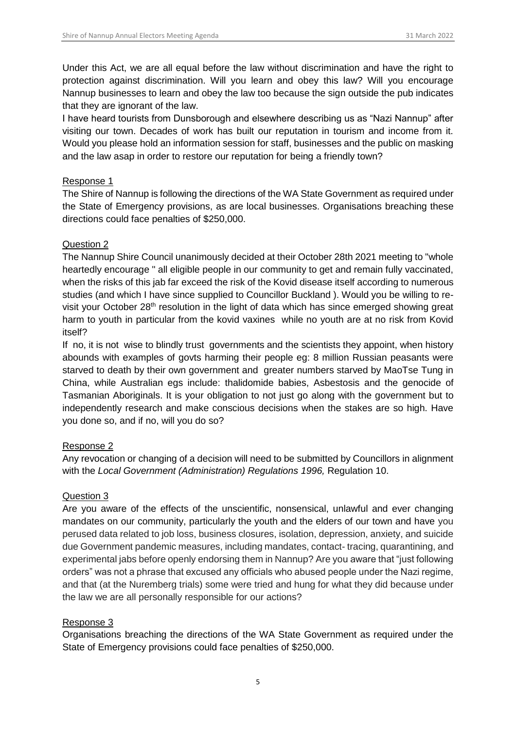Under this Act, we are all equal before the law without discrimination and have the right to protection against discrimination. Will you learn and obey this law? Will you encourage Nannup businesses to learn and obey the law too because the sign outside the pub indicates that they are ignorant of the law.

I have heard tourists from Dunsborough and elsewhere describing us as "Nazi Nannup" after visiting our town. Decades of work has built our reputation in tourism and income from it. Would you please hold an information session for staff, businesses and the public on masking and the law asap in order to restore our reputation for being a friendly town?

Response 1

The Shire of Nannup is following the directions of the WA State Government as required under the State of Emergency provisions, as are local businesses. Organisations breaching these directions could face penalties of $250,000.

Question 2

The Nannup Shire Council unanimously decided at their October 28th 2021 meeting to "whole heartedly encourage " all eligible people in our community to get and remain fully vaccinated, when the risks of this jab far exceed the risk of the Kovid disease itself according to numerous studies (and which I have since supplied to Councillor Buckland ). Would you be willing to re-visit your October 28th resolution in the light of data which has since emerged showing great harm to youth in particular from the kovid vaxines while no youth are at no risk from Kovid itself?

If no, it is not wise to blindly trust governments and the scientists they appoint, when history abounds with examples of govts harming their people eg: 8 million Russian peasants were starved to death by their own government and greater numbers starved by MaoTse Tung in China, while Australian egs include: thalidomide babies, Asbestosis and the genocide of Tasmanian Aboriginals. It is your obligation to not just go along with the government but to independently research and make conscious decisions when the stakes are so high. Have you done so, and if no, will you do so?

Response 2

Any revocation or changing of a decision will need to be submitted by Councillors in alignment with the *Local Government (Administration) Regulations 1996,* Regulation 10.

Question 3

Are you aware of the effects of the unscientific, nonsensical, unlawful and ever changing mandates on our community, particularly the youth and the elders of our town and have you perused data related to job loss, business closures, isolation, depression, anxiety, and suicide due Government pandemic measures, including mandates, contact- tracing, quarantining, and experimental jabs before openly endorsing them in Nannup? Are you aware that "just following orders" was not a phrase that excused any officials who abused people under the Nazi regime, and that (at the Nuremberg trials) some were tried and hung for what they did because under the law we are all personally responsible for our actions?

Response 3

Organisations breaching the directions of the WA State Government as required under the State of Emergency provisions could face penalties of $250,000.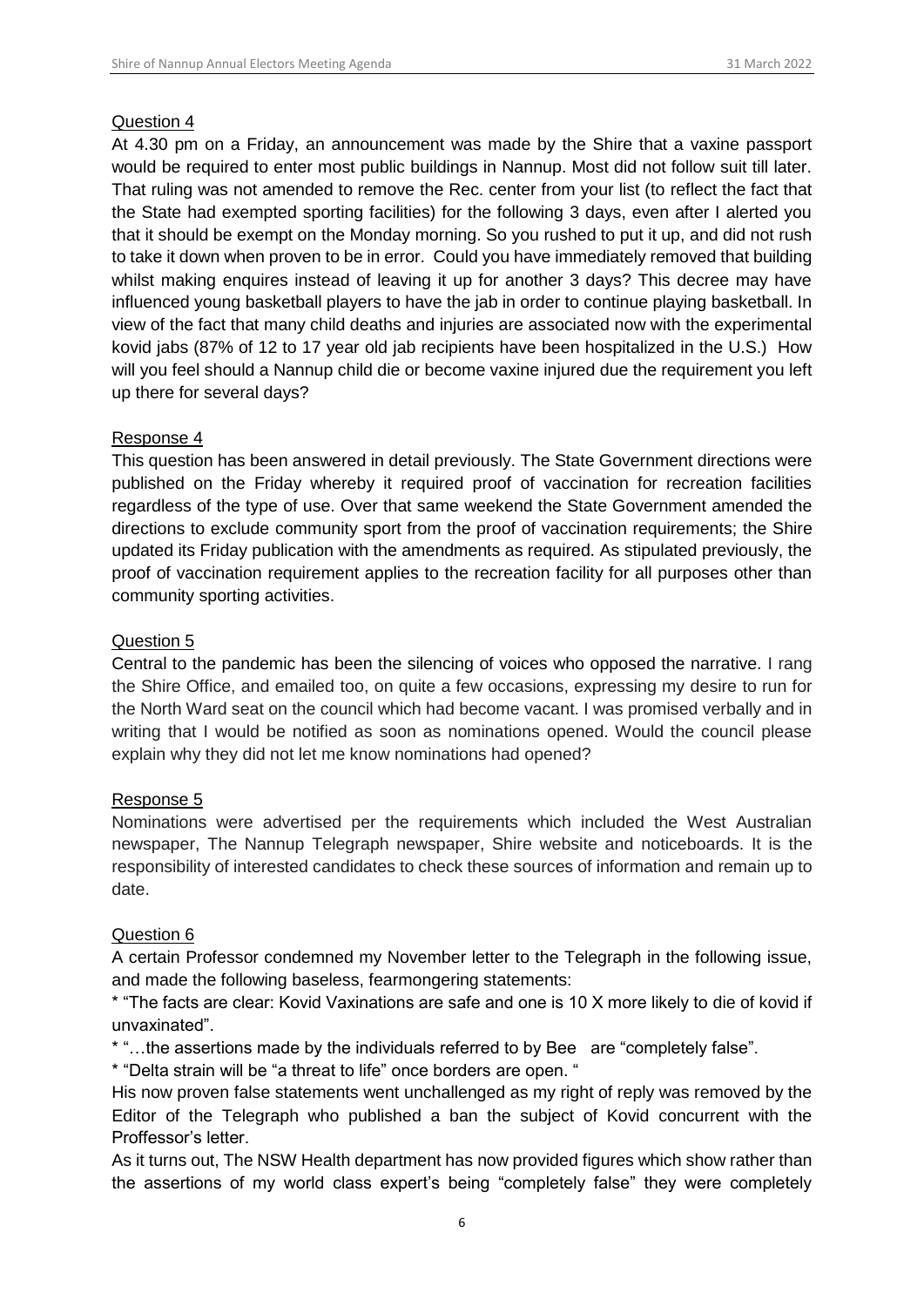Question 4

At 4.30 pm on a Friday, an announcement was made by the Shire that a vaxine passport would be required to enter most public buildings in Nannup. Most did not follow suit till later. That ruling was not amended to remove the Rec. center from your list (to reflect the fact that the State had exempted sporting facilities) for the following 3 days, even after I alerted you that it should be exempt on the Monday morning. So you rushed to put it up, and did not rush to take it down when proven to be in error. Could you have immediately removed that building whilst making enquires instead of leaving it up for another 3 days? This decree may have influenced young basketball players to have the jab in order to continue playing basketball. In view of the fact that many child deaths and injuries are associated now with the experimental kovid jabs (87% of 12 to 17 year old jab recipients have been hospitalized in the U.S.) How will you feel should a Nannup child die or become vaxine injured due the requirement you left up there for several days?

Response 4

This question has been answered in detail previously. The State Government directions were published on the Friday whereby it required proof of vaccination for recreation facilities regardless of the type of use. Over that same weekend the State Government amended the directions to exclude community sport from the proof of vaccination requirements; the Shire updated its Friday publication with the amendments as required. As stipulated previously, the proof of vaccination requirement applies to the recreation facility for all purposes other than community sporting activities.

Question 5

Central to the pandemic has been the silencing of voices who opposed the narrative. I rang the Shire Office, and emailed too, on quite a few occasions, expressing my desire to run for the North Ward seat on the council which had become vacant. I was promised verbally and in writing that I would be notified as soon as nominations opened. Would the council please explain why they did not let me know nominations had opened?

Response 5

Nominations were advertised per the requirements which included the West Australian newspaper, The Nannup Telegraph newspaper, Shire website and noticeboards. It is the responsibility of interested candidates to check these sources of information and remain up to date.

Question 6

A certain Professor condemned my November letter to the Telegraph in the following issue, and made the following baseless, fearmongering statements:

* "The facts are clear: Kovid Vaxinations are safe and one is 10 X more likely to die of kovid if unvaxinated".
* "…the assertions made by the individuals referred to by Bee are "completely false".
* "Delta strain will be "a threat to life" once borders are open. "

His now proven false statements went unchallenged as my right of reply was removed by the Editor of the Telegraph who published a ban the subject of Kovid concurrent with the Proffessor's letter.

As it turns out, The NSW Health department has now provided figures which show rather than the assertions of my world class expert's being "completely false" they were completely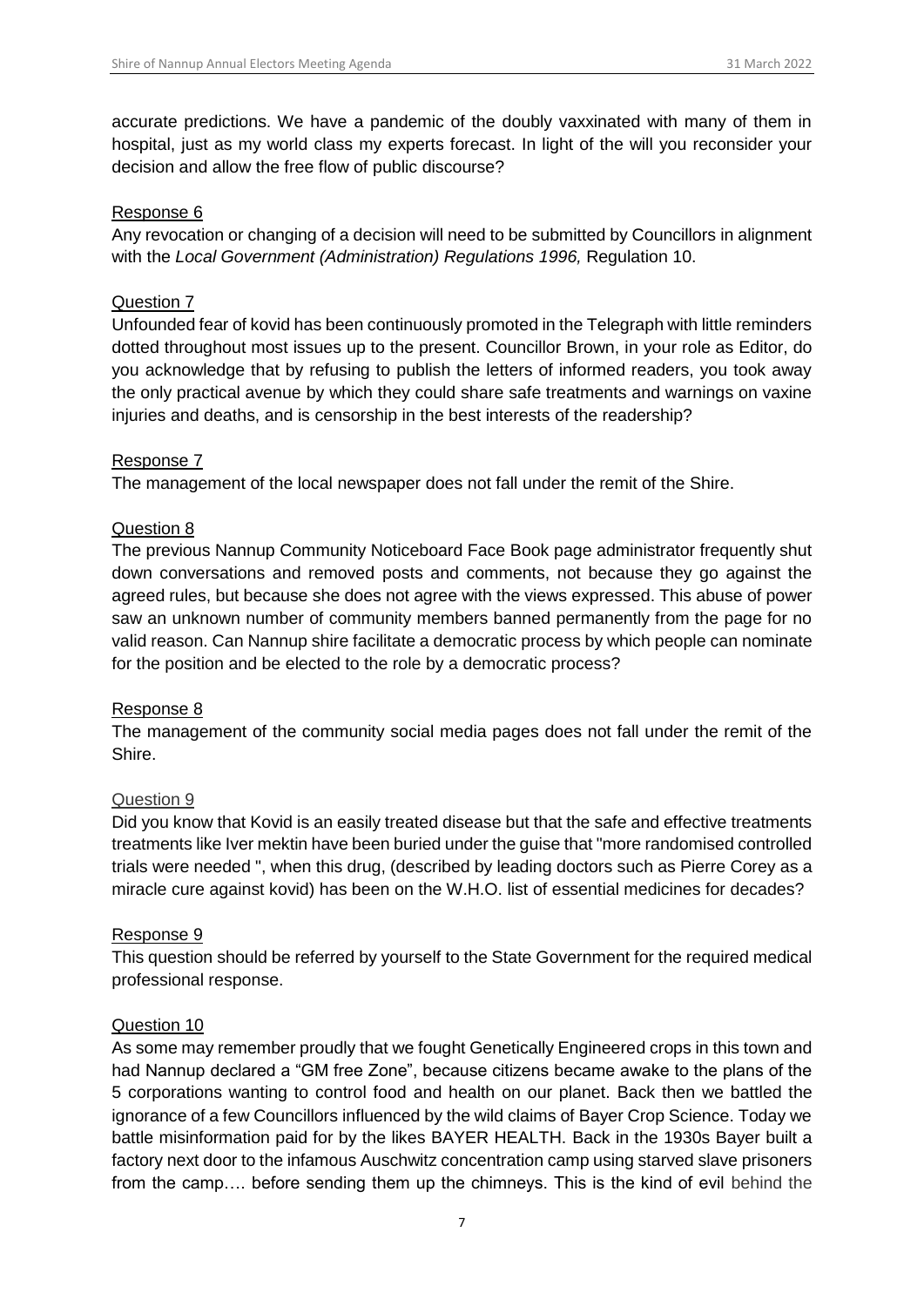accurate predictions. We have a pandemic of the doubly vaxxinated with many of them in hospital, just as my world class my experts forecast. In light of the will you reconsider your decision and allow the free flow of public discourse?

Response 6

Any revocation or changing of a decision will need to be submitted by Councillors in alignment with the *Local Government (Administration) Regulations 1996,* Regulation 10.

Question 7

Unfounded fear of kovid has been continuously promoted in the Telegraph with little reminders dotted throughout most issues up to the present. Councillor Brown, in your role as Editor, do you acknowledge that by refusing to publish the letters of informed readers, you took away the only practical avenue by which they could share safe treatments and warnings on vaxine injuries and deaths, and is censorship in the best interests of the readership?

Response 7

The management of the local newspaper does not fall under the remit of the Shire.

Question 8

The previous Nannup Community Noticeboard Face Book page administrator frequently shut down conversations and removed posts and comments, not because they go against the agreed rules, but because she does not agree with the views expressed. This abuse of power saw an unknown number of community members banned permanently from the page for no valid reason. Can Nannup shire facilitate a democratic process by which people can nominate for the position and be elected to the role by a democratic process?

Response 8

The management of the community social media pages does not fall under the remit of the Shire.

Question 9

Did you know that Kovid is an easily treated disease but that the safe and effective treatments treatments like Iver mektin have been buried under the guise that "more randomised controlled trials were needed ", when this drug, (described by leading doctors such as Pierre Corey as a miracle cure against kovid) has been on the W.H.O. list of essential medicines for decades?

Response 9

This question should be referred by yourself to the State Government for the required medical professional response.

Question 10

As some may remember proudly that we fought Genetically Engineered crops in this town and had Nannup declared a "GM free Zone", because citizens became awake to the plans of the 5 corporations wanting to control food and health on our planet. Back then we battled the ignorance of a few Councillors influenced by the wild claims of Bayer Crop Science. Today we battle misinformation paid for by the likes BAYER HEALTH. Back in the 1930s Bayer built a factory next door to the infamous Auschwitz concentration camp using starved slave prisoners from the camp…. before sending them up the chimneys. This is the kind of evil behind the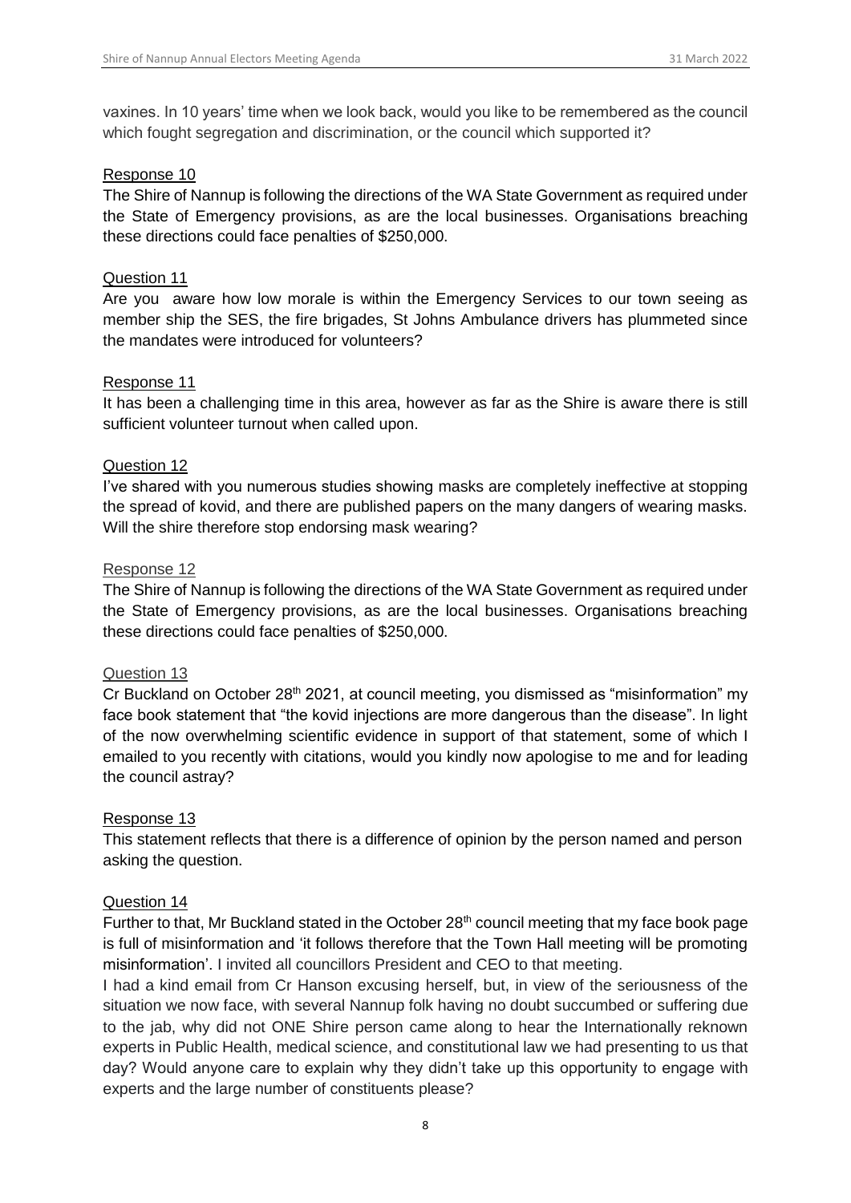vaxines. In 10 years' time when we look back, would you like to be remembered as the council which fought segregation and discrimination, or the council which supported it?

Response 10

The Shire of Nannup is following the directions of the WA State Government as required under the State of Emergency provisions, as are the local businesses. Organisations breaching these directions could face penalties of $250,000.

Question 11

Are you aware how low morale is within the Emergency Services to our town seeing as member ship the SES, the fire brigades, St Johns Ambulance drivers has plummeted since the mandates were introduced for volunteers?

Response 11

It has been a challenging time in this area, however as far as the Shire is aware there is still sufficient volunteer turnout when called upon.

Question 12

I've shared with you numerous studies showing masks are completely ineffective at stopping the spread of kovid, and there are published papers on the many dangers of wearing masks. Will the shire therefore stop endorsing mask wearing?

Response 12

The Shire of Nannup is following the directions of the WA State Government as required under the State of Emergency provisions, as are the local businesses. Organisations breaching these directions could face penalties of $250,000.

Question 13

Cr Buckland on October 28th 2021, at council meeting, you dismissed as "misinformation" my face book statement that "the kovid injections are more dangerous than the disease". In light of the now overwhelming scientific evidence in support of that statement, some of which I emailed to you recently with citations, would you kindly now apologise to me and for leading the council astray?

Response 13

This statement reflects that there is a difference of opinion by the person named and person asking the question.

Question 14

Further to that, Mr Buckland stated in the October 28th council meeting that my face book page is full of misinformation and 'it follows therefore that the Town Hall meeting will be promoting misinformation'. I invited all councillors President and CEO to that meeting.

I had a kind email from Cr Hanson excusing herself, but, in view of the seriousness of the situation we now face, with several Nannup folk having no doubt succumbed or suffering due to the jab, why did not ONE Shire person came along to hear the Internationally reknown experts in Public Health, medical science, and constitutional law we had presenting to us that day? Would anyone care to explain why they didn't take up this opportunity to engage with experts and the large number of constituents please?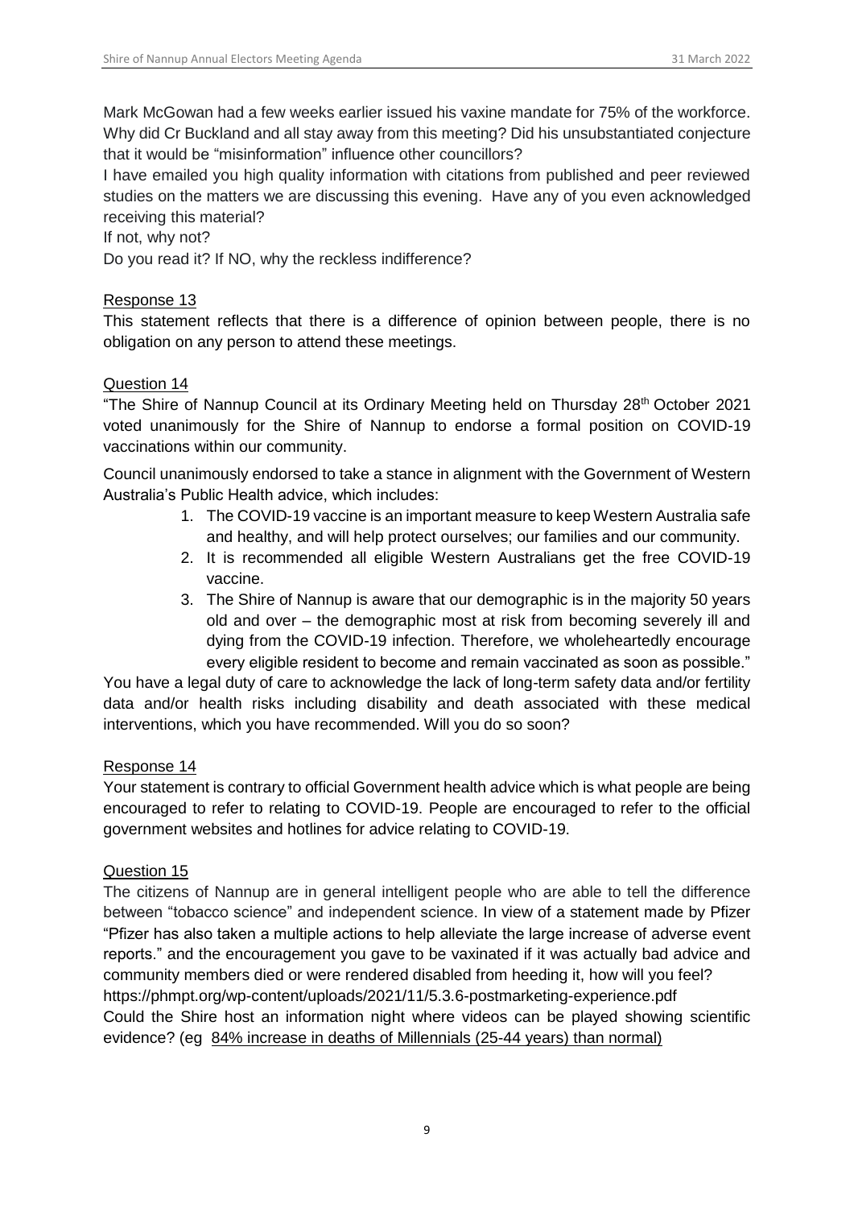Mark McGowan had a few weeks earlier issued his vaxine mandate for 75% of the workforce. Why did Cr Buckland and all stay away from this meeting? Did his unsubstantiated conjecture that it would be "misinformation" influence other councillors?

I have emailed you high quality information with citations from published and peer reviewed studies on the matters we are discussing this evening. Have any of you even acknowledged receiving this material?

If not, why not?

Do you read it? If NO, why the reckless indifference?

Response 13

This statement reflects that there is a difference of opinion between people, there is no obligation on any person to attend these meetings.

Question 14

"The Shire of Nannup Council at its Ordinary Meeting held on Thursday 28th October 2021 voted unanimously for the Shire of Nannup to endorse a formal position on COVID-19 vaccinations within our community.

Council unanimously endorsed to take a stance in alignment with the Government of Western Australia's Public Health advice, which includes:

1. The COVID-19 vaccine is an important measure to keep Western Australia safe and healthy, and will help protect ourselves; our families and our community.
2. It is recommended all eligible Western Australians get the free COVID-19 vaccine.
3. The Shire of Nannup is aware that our demographic is in the majority 50 years old and over – the demographic most at risk from becoming severely ill and dying from the COVID-19 infection. Therefore, we wholeheartedly encourage every eligible resident to become and remain vaccinated as soon as possible."

You have a legal duty of care to acknowledge the lack of long-term safety data and/or fertility data and/or health risks including disability and death associated with these medical interventions, which you have recommended. Will you do so soon?

Response 14

Your statement is contrary to official Government health advice which is what people are being encouraged to refer to relating to COVID-19. People are encouraged to refer to the official government websites and hotlines for advice relating to COVID-19.

Question 15

The citizens of Nannup are in general intelligent people who are able to tell the difference between "tobacco science" and independent science. In view of a statement made by Pfizer "Pfizer has also taken a multiple actions to help alleviate the large increase of adverse event reports." and the encouragement you gave to be vaxinated if it was actually bad advice and community members died or were rendered disabled from heeding it, how will you feel?

https://phmpt.org/wp-content/uploads/2021/11/5.3.6-postmarketing-experience.pdf

Could the Shire host an information night where videos can be played showing scientific evidence? (eg 84% increase in deaths of Millennials (25-44 years) than normal)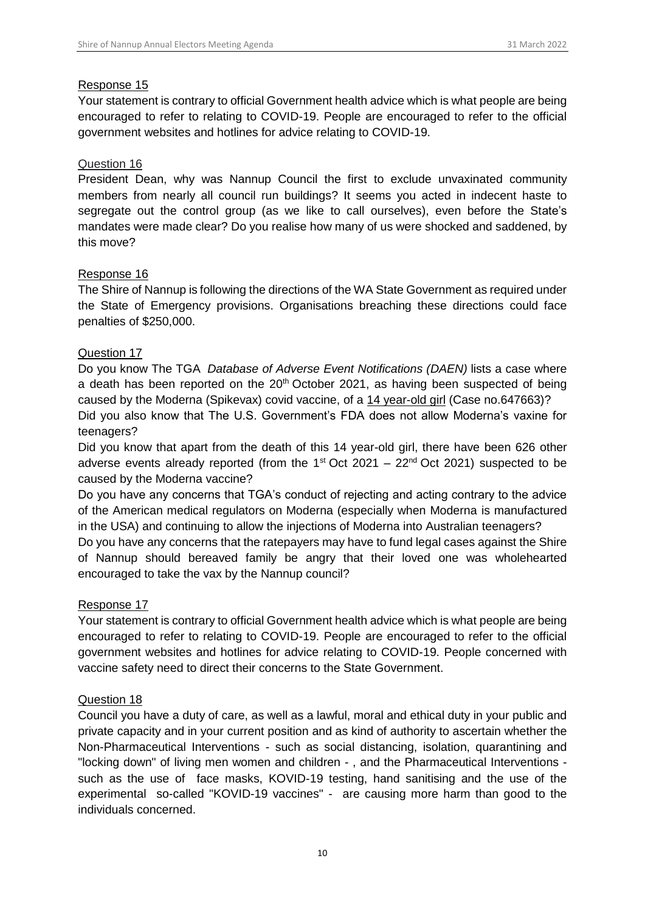Response 15

Your statement is contrary to official Government health advice which is what people are being encouraged to refer to relating to COVID-19. People are encouraged to refer to the official government websites and hotlines for advice relating to COVID-19.

Question 16

President Dean, why was Nannup Council the first to exclude unvaxinated community members from nearly all council run buildings? It seems you acted in indecent haste to segregate out the control group (as we like to call ourselves), even before the State's mandates were made clear? Do you realise how many of us were shocked and saddened, by this move?

Response 16

The Shire of Nannup is following the directions of the WA State Government as required under the State of Emergency provisions. Organisations breaching these directions could face penalties of $250,000.

Question 17

Do you know The TGA *Database of Adverse Event Notifications (DAEN)* lists a case where a death has been reported on the 20th October 2021, as having been suspected of being caused by the Moderna (Spikevax) covid vaccine, of a 14 year-old girl (Case no.647663)?

Did you also know that The U.S. Government's FDA does not allow Moderna's vaxine for teenagers?

Did you know that apart from the death of this 14 year-old girl, there have been 626 other adverse events already reported (from the 1st Oct 2021 – 22nd Oct 2021) suspected to be caused by the Moderna vaccine?

Do you have any concerns that TGA's conduct of rejecting and acting contrary to the advice of the American medical regulators on Moderna (especially when Moderna is manufactured in the USA) and continuing to allow the injections of Moderna into Australian teenagers?

Do you have any concerns that the ratepayers may have to fund legal cases against the Shire of Nannup should bereaved family be angry that their loved one was wholehearted encouraged to take the vax by the Nannup council?

Response 17

Your statement is contrary to official Government health advice which is what people are being encouraged to refer to relating to COVID-19. People are encouraged to refer to the official government websites and hotlines for advice relating to COVID-19. People concerned with vaccine safety need to direct their concerns to the State Government.

Question 18

Council you have a duty of care, as well as a lawful, moral and ethical duty in your public and private capacity and in your current position and as kind of authority to ascertain whether the Non-Pharmaceutical Interventions - such as social distancing, isolation, quarantining and "locking down" of living men women and children - , and the Pharmaceutical Interventions - such as the use of face masks, KOVID-19 testing, hand sanitising and the use of the experimental so-called "KOVID-19 vaccines" - are causing more harm than good to the individuals concerned.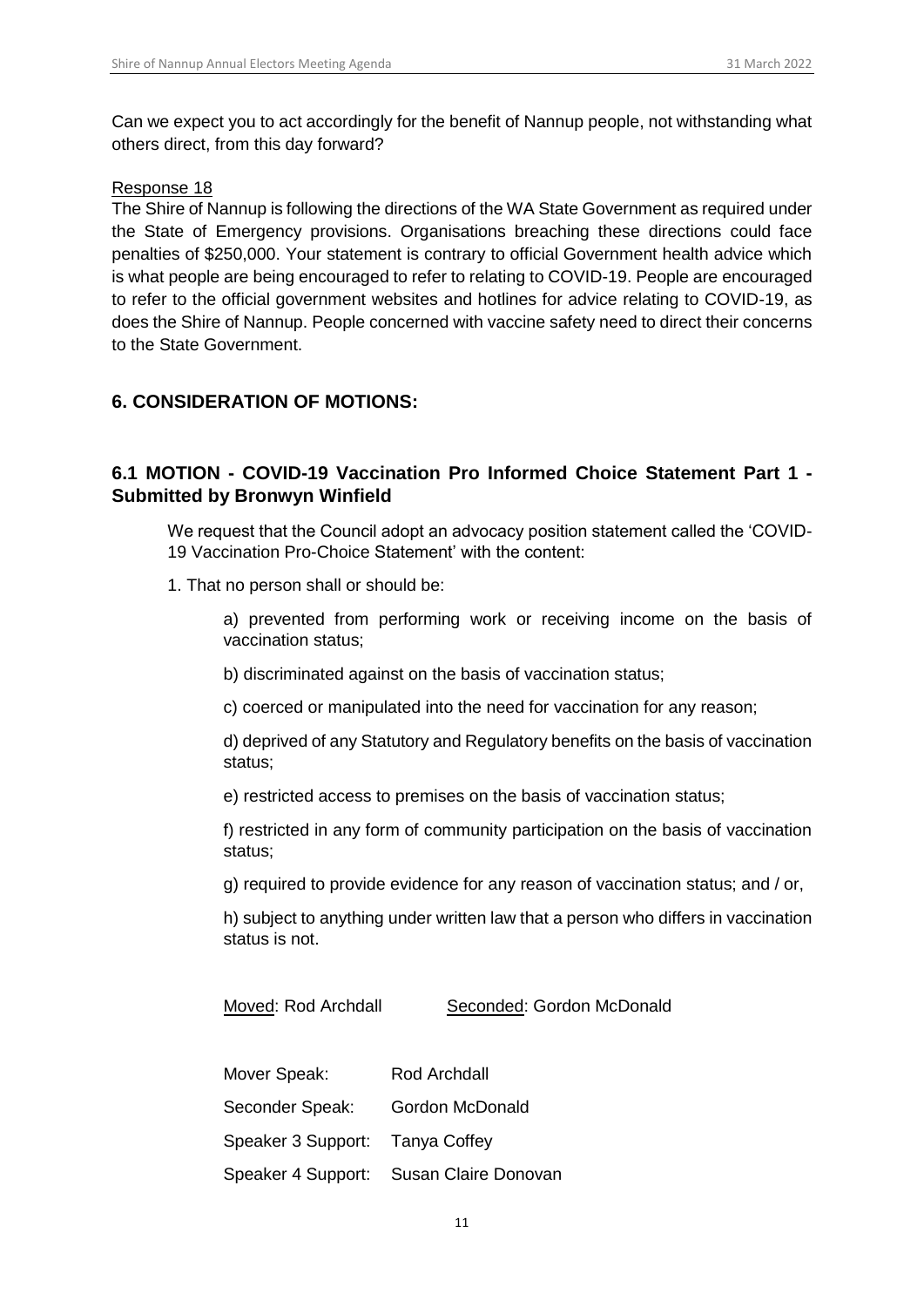Can we expect you to act accordingly for the benefit of Nannup people, not withstanding what others direct, from this day forward?

Response 18

The Shire of Nannup is following the directions of the WA State Government as required under the State of Emergency provisions. Organisations breaching these directions could face penalties of $250,000. Your statement is contrary to official Government health advice which is what people are being encouraged to refer to relating to COVID-19. People are encouraged to refer to the official government websites and hotlines for advice relating to COVID-19, as does the Shire of Nannup. People concerned with vaccine safety need to direct their concerns to the State Government.

## 6. CONSIDERATION OF MOTIONS:

### 6.1 MOTION - COVID-19 Vaccination Pro Informed Choice Statement Part 1 - Submitted by Bronwyn Winfield

We request that the Council adopt an advocacy position statement called the 'COVID-19 Vaccination Pro-Choice Statement' with the content:

1. That no person shall or should be:

   a) prevented from performing work or receiving income on the basis of vaccination status;

   b) discriminated against on the basis of vaccination status;

   c) coerced or manipulated into the need for vaccination for any reason;

   d) deprived of any Statutory and Regulatory benefits on the basis of vaccination status;

   e) restricted access to premises on the basis of vaccination status;

   f) restricted in any form of community participation on the basis of vaccination status;

   g) required to provide evidence for any reason of vaccination status; and / or,

   h) subject to anything under written law that a person who differs in vaccination status is not.

Moved: Rod Archdall    Seconded: Gordon McDonald

Mover Speak: Rod Archdall

Seconder Speak: Gordon McDonald

Speaker 3 Support: Tanya Coffey

Speaker 4 Support: Susan Claire Donovan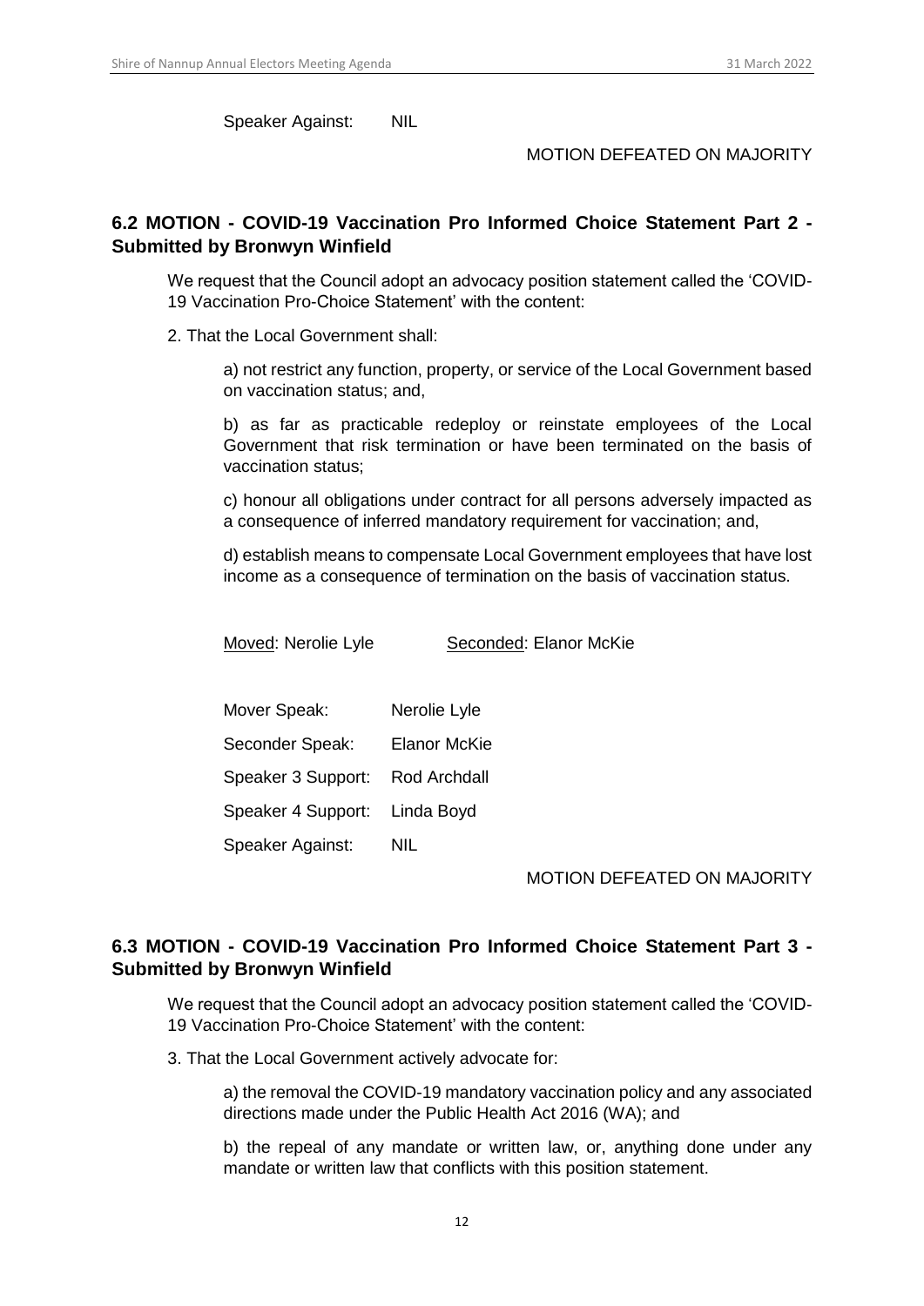Speaker Against: NIL

MOTION DEFEATED ON MAJORITY

## 6.2 MOTION - COVID-19 Vaccination Pro Informed Choice Statement Part 2 - Submitted by Bronwyn Winfield

We request that the Council adopt an advocacy position statement called the 'COVID-19 Vaccination Pro-Choice Statement' with the content:

2. That the Local Government shall:

   a) not restrict any function, property, or service of the Local Government based on vaccination status; and,

   b) as far as practicable redeploy or reinstate employees of the Local Government that risk termination or have been terminated on the basis of vaccination status;

   c) honour all obligations under contract for all persons adversely impacted as a consequence of inferred mandatory requirement for vaccination; and,

   d) establish means to compensate Local Government employees that have lost income as a consequence of termination on the basis of vaccination status.

Moved: Nerolie Lyle    Seconded: Elanor McKie

Mover Speak: Nerolie Lyle

Seconder Speak: Elanor McKie

Speaker 3 Support: Rod Archdall

Speaker 4 Support: Linda Boyd

Speaker Against: NIL

MOTION DEFEATED ON MAJORITY

## 6.3 MOTION - COVID-19 Vaccination Pro Informed Choice Statement Part 3 - Submitted by Bronwyn Winfield

We request that the Council adopt an advocacy position statement called the 'COVID-19 Vaccination Pro-Choice Statement' with the content:

3. That the Local Government actively advocate for:

   a) the removal the COVID-19 mandatory vaccination policy and any associated directions made under the Public Health Act 2016 (WA); and

   b) the repeal of any mandate or written law, or, anything done under any mandate or written law that conflicts with this position statement.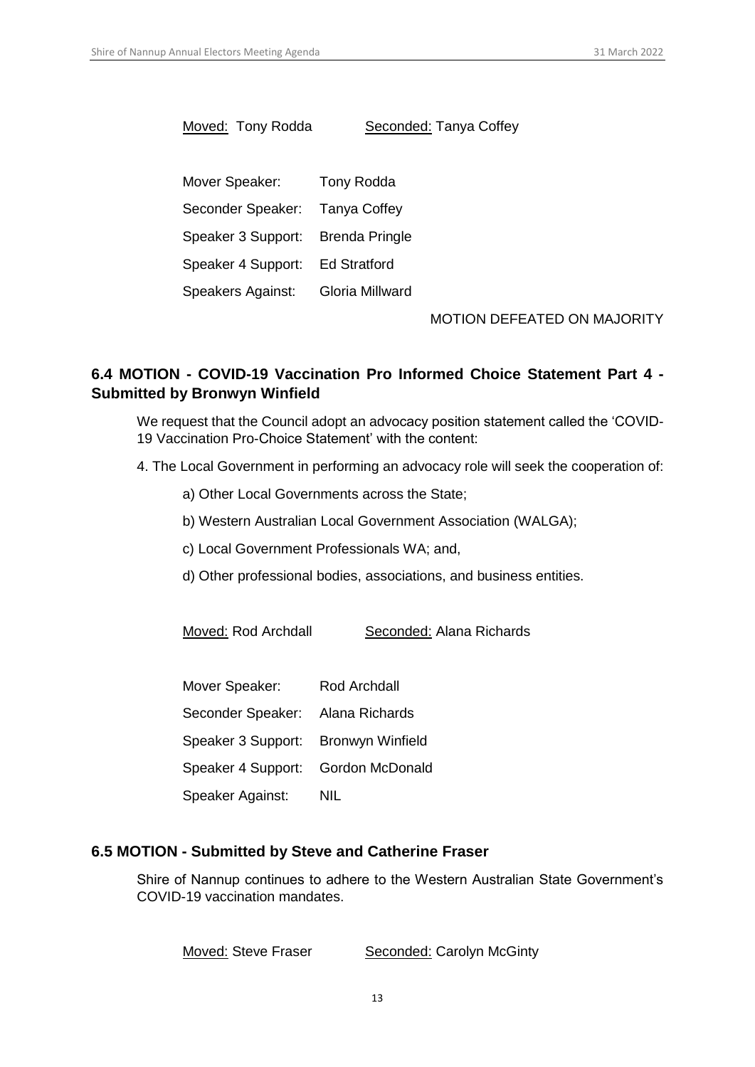<u>Moved:</u> Tony Rodda &nbsp;&nbsp;&nbsp;&nbsp;&nbsp;&nbsp;&nbsp;&nbsp; <u>Seconded:</u> Tanya Coffey

| | |
|---|---|
| Mover Speaker: | Tony Rodda |
| Seconder Speaker: | Tanya Coffey |
| Speaker 3 Support: | Brenda Pringle |
| Speaker 4 Support: | Ed Stratford |
| Speakers Against: | Gloria Millward |

MOTION DEFEATED ON MAJORITY

### 6.4 MOTION - COVID-19 Vaccination Pro Informed Choice Statement Part 4 - Submitted by Bronwyn Winfield

We request that the Council adopt an advocacy position statement called the 'COVID-19 Vaccination Pro-Choice Statement' with the content:

4. The Local Government in performing an advocacy role will seek the cooperation of:

   a) Other Local Governments across the State;

   b) Western Australian Local Government Association (WALGA);

   c) Local Government Professionals WA; and,

   d) Other professional bodies, associations, and business entities.

<u>Moved:</u> Rod Archdall &nbsp;&nbsp;&nbsp;&nbsp;&nbsp;&nbsp;&nbsp;&nbsp; <u>Seconded:</u> Alana Richards

| | |
|---|---|
| Mover Speaker: | Rod Archdall |
| Seconder Speaker: | Alana Richards |
| Speaker 3 Support: | Bronwyn Winfield |
| Speaker 4 Support: | Gordon McDonald |
| Speaker Against: | NIL |

### 6.5 MOTION - Submitted by Steve and Catherine Fraser

Shire of Nannup continues to adhere to the Western Australian State Government's COVID-19 vaccination mandates.

<u>Moved:</u> Steve Fraser &nbsp;&nbsp;&nbsp;&nbsp;&nbsp;&nbsp;&nbsp;&nbsp; <u>Seconded:</u> Carolyn McGinty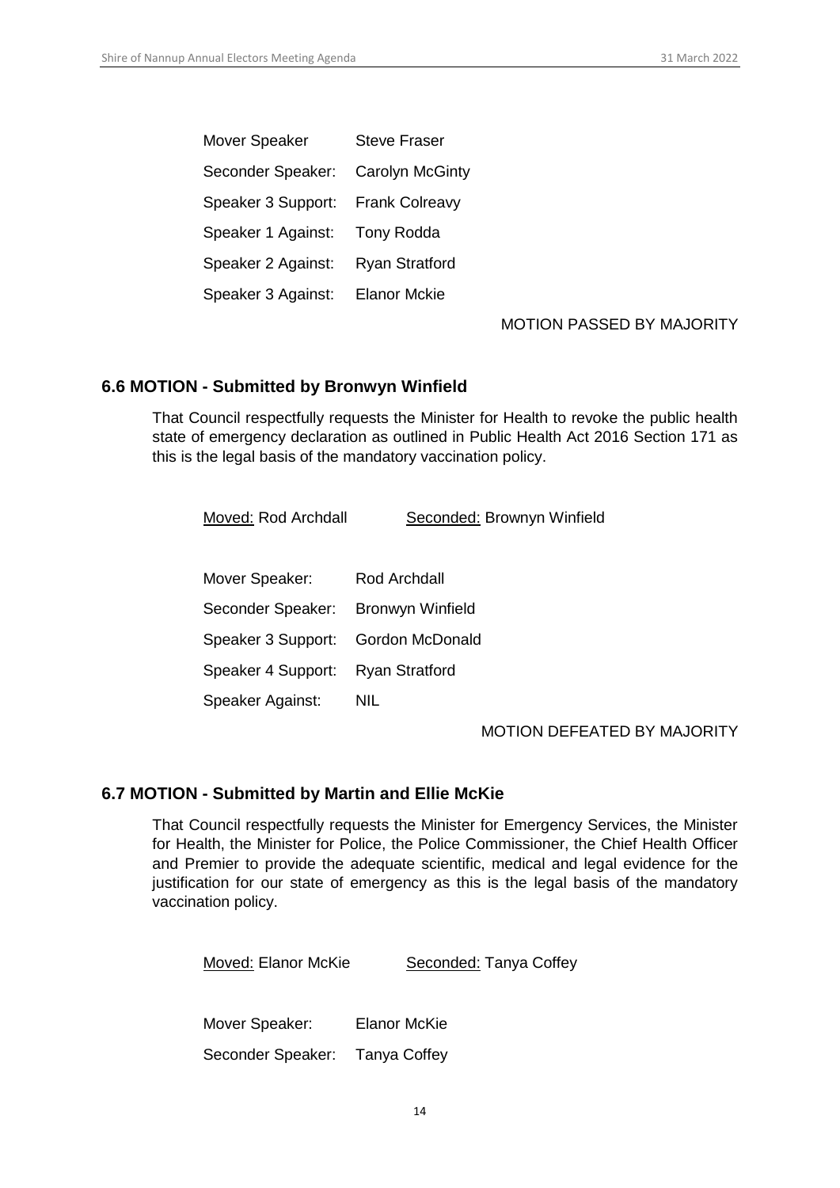Mover Speaker Steve Fraser

Seconder Speaker: Carolyn McGinty

Speaker 3 Support: Frank Colreavy

Speaker 1 Against: Tony Rodda

Speaker 2 Against: Ryan Stratford

Speaker 3 Against: Elanor Mckie

MOTION PASSED BY MAJORITY

## 6.6 MOTION - Submitted by Bronwyn Winfield

That Council respectfully requests the Minister for Health to revoke the public health state of emergency declaration as outlined in Public Health Act 2016 Section 171 as this is the legal basis of the mandatory vaccination policy.

Moved: Rod Archdall Seconded: Brownyn Winfield

Mover Speaker: Rod Archdall

Seconder Speaker: Bronwyn Winfield

Speaker 3 Support: Gordon McDonald

Speaker 4 Support: Ryan Stratford

Speaker Against: NIL

MOTION DEFEATED BY MAJORITY

## 6.7 MOTION - Submitted by Martin and Ellie McKie

That Council respectfully requests the Minister for Emergency Services, the Minister for Health, the Minister for Police, the Police Commissioner, the Chief Health Officer and Premier to provide the adequate scientific, medical and legal evidence for the justification for our state of emergency as this is the legal basis of the mandatory vaccination policy.

Moved: Elanor McKie Seconded: Tanya Coffey

Mover Speaker: Elanor McKie

Seconder Speaker: Tanya Coffey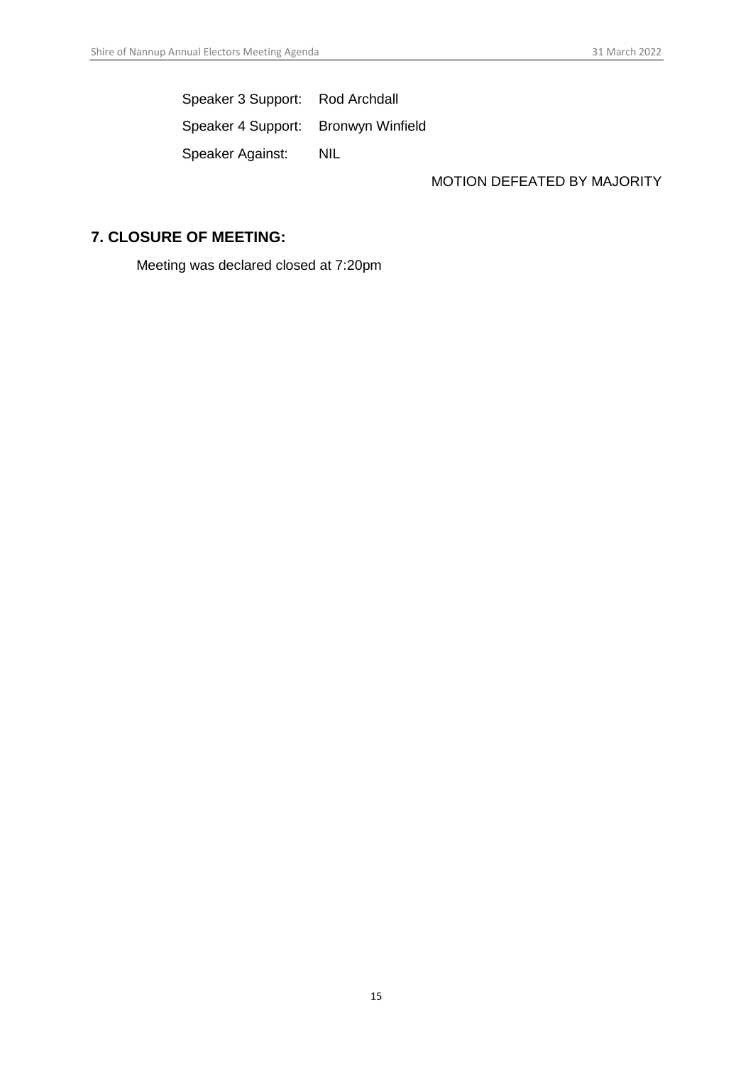Speaker 3 Support: Rod Archdall

Speaker 4 Support: Bronwyn Winfield

Speaker Against: NIL

MOTION DEFEATED BY MAJORITY

## 7. CLOSURE OF MEETING:

Meeting was declared closed at 7:20pm